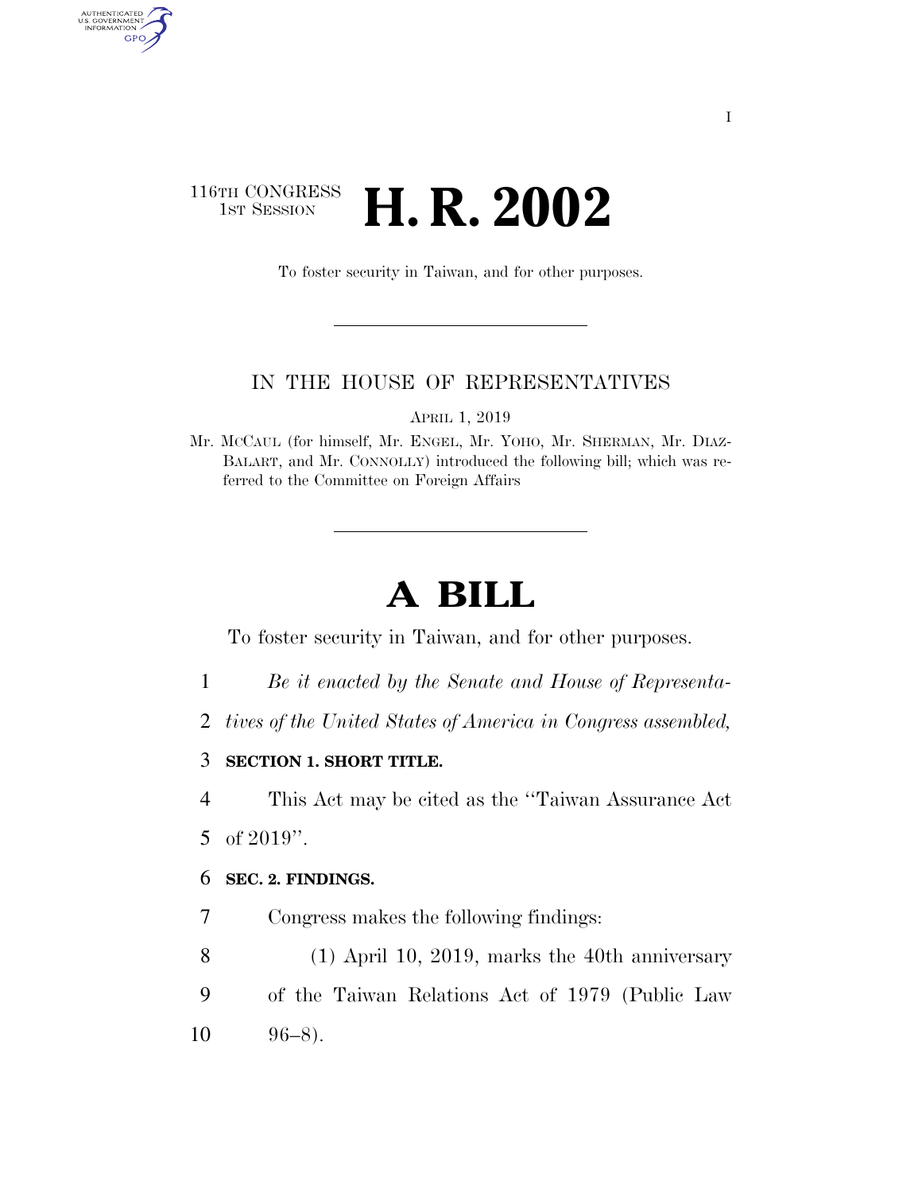116TH CONGRESS
1ST SESSION

# H. R. 2002

To foster security in Taiwan, and for other purposes.

IN THE HOUSE OF REPRESENTATIVES

APRIL 1, 2019

Mr. MCCAUL (for himself, Mr. ENGEL, Mr. YOHO, Mr. SHERMAN, Mr. DIAZ-BALART, and Mr. CONNOLLY) introduced the following bill; which was referred to the Committee on Foreign Affairs

# A BILL

To foster security in Taiwan, and for other purposes.

*Be it enacted by the Senate and House of Representatives of the United States of America in Congress assembled,*

**SECTION 1. SHORT TITLE.**

This Act may be cited as the ''Taiwan Assurance Act of 2019''.

**SEC. 2. FINDINGS.**

Congress makes the following findings:

(1) April 10, 2019, marks the 40th anniversary of the Taiwan Relations Act of 1979 (Public Law 96–8).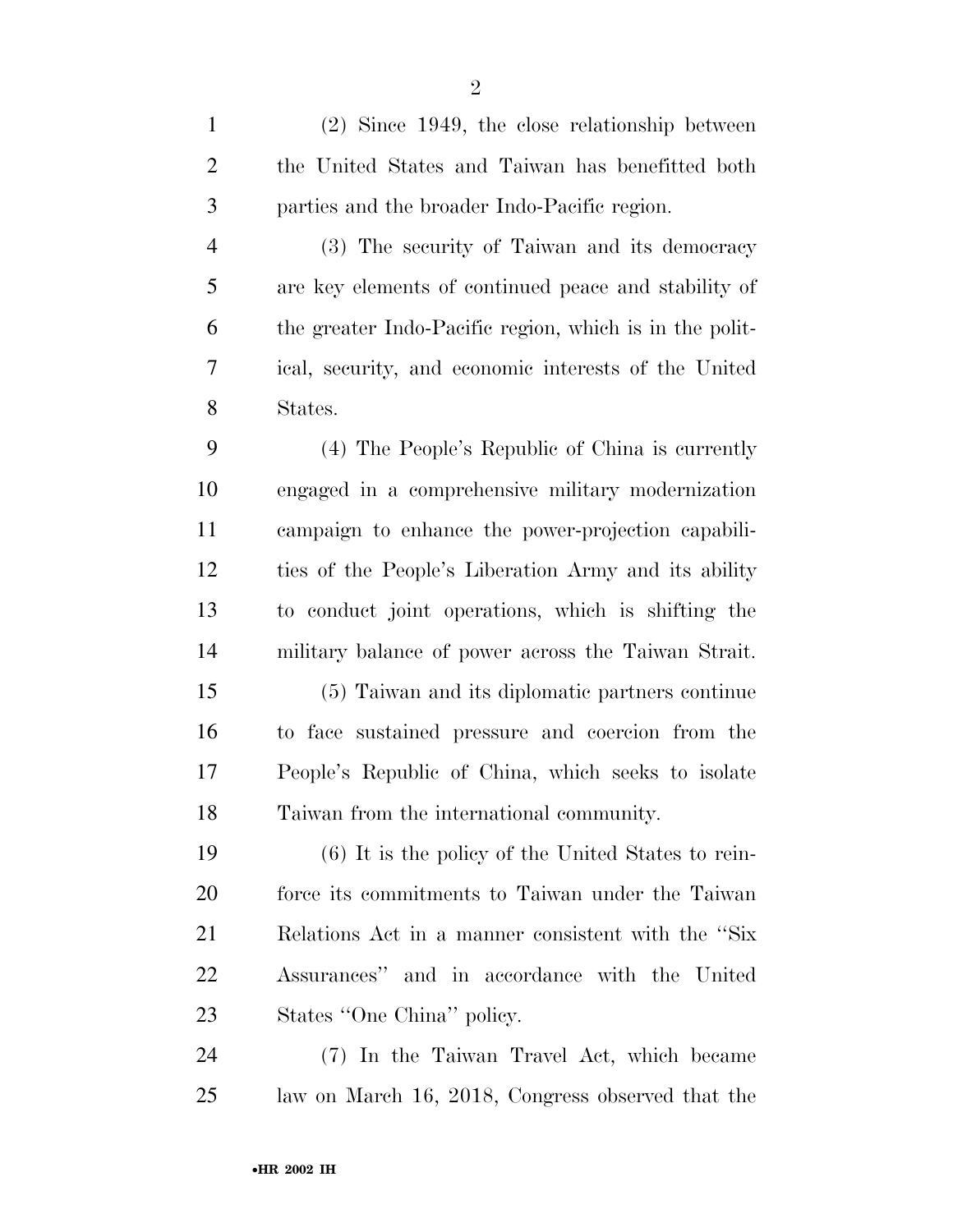(2) Since 1949, the close relationship between the United States and Taiwan has benefitted both parties and the broader Indo-Pacific region.

(3) The security of Taiwan and its democracy are key elements of continued peace and stability of the greater Indo-Pacific region, which is in the political, security, and economic interests of the United States.

(4) The People's Republic of China is currently engaged in a comprehensive military modernization campaign to enhance the power-projection capabilities of the People's Liberation Army and its ability to conduct joint operations, which is shifting the military balance of power across the Taiwan Strait.

(5) Taiwan and its diplomatic partners continue to face sustained pressure and coercion from the People's Republic of China, which seeks to isolate Taiwan from the international community.

(6) It is the policy of the United States to reinforce its commitments to Taiwan under the Taiwan Relations Act in a manner consistent with the "Six Assurances" and in accordance with the United States "One China" policy.

(7) In the Taiwan Travel Act, which became law on March 16, 2018, Congress observed that the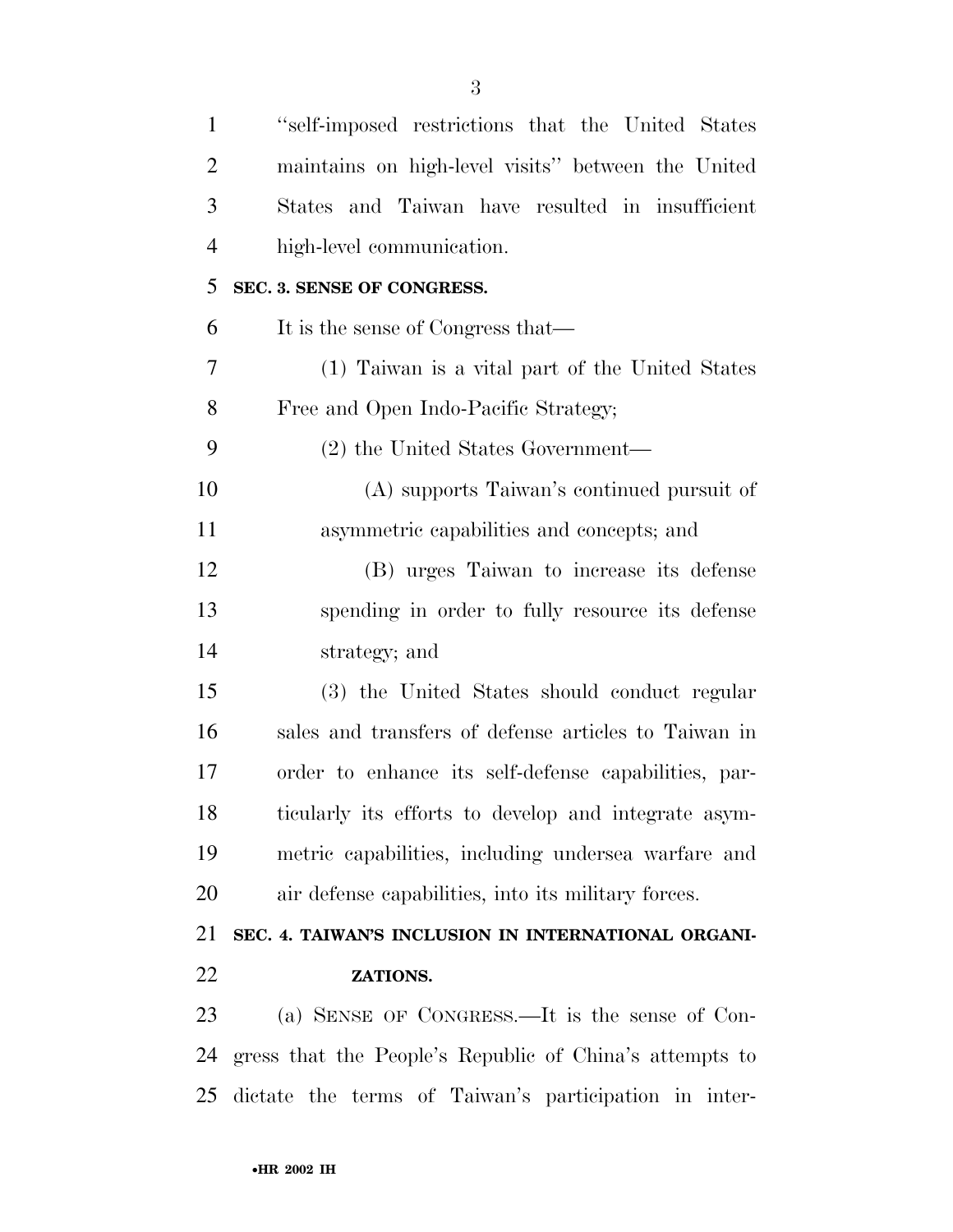"self-imposed restrictions that the United States maintains on high-level visits" between the United States and Taiwan have resulted in insufficient high-level communication.

**SEC. 3. SENSE OF CONGRESS.**

It is the sense of Congress that—

(1) Taiwan is a vital part of the United States Free and Open Indo-Pacific Strategy;

(2) the United States Government—

(A) supports Taiwan's continued pursuit of asymmetric capabilities and concepts; and

(B) urges Taiwan to increase its defense spending in order to fully resource its defense strategy; and

(3) the United States should conduct regular sales and transfers of defense articles to Taiwan in order to enhance its self-defense capabilities, particularly its efforts to develop and integrate asymmetric capabilities, including undersea warfare and air defense capabilities, into its military forces.

**SEC. 4. TAIWAN'S INCLUSION IN INTERNATIONAL ORGANIZATIONS.**

(a) SENSE OF CONGRESS.—It is the sense of Congress that the People's Republic of China's attempts to dictate the terms of Taiwan's participation in inter-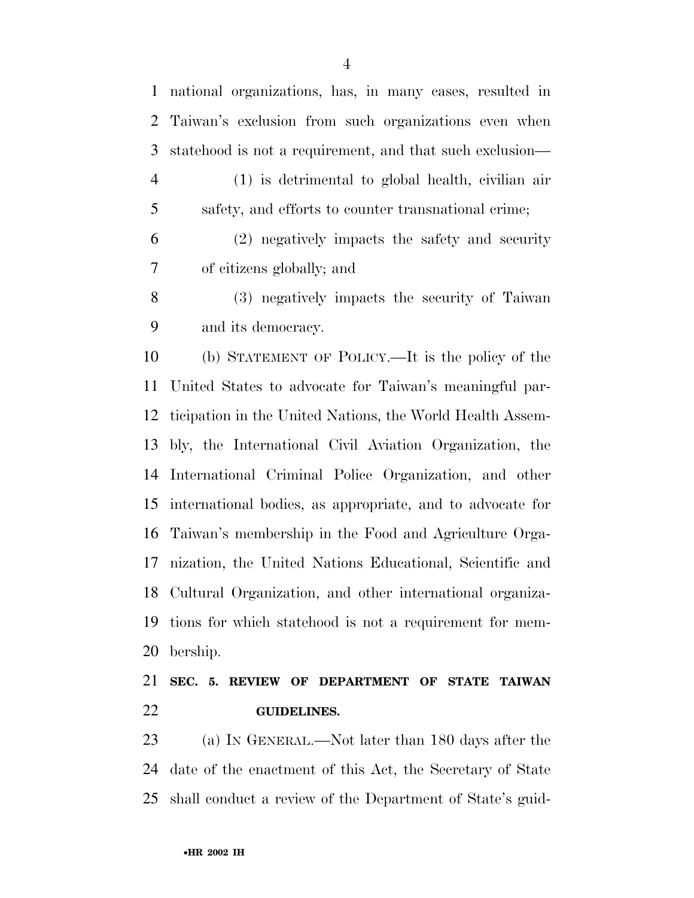national organizations, has, in many cases, resulted in Taiwan's exclusion from such organizations even when statehood is not a requirement, and that such exclusion—

(1) is detrimental to global health, civilian air safety, and efforts to counter transnational crime;

(2) negatively impacts the safety and security of citizens globally; and

(3) negatively impacts the security of Taiwan and its democracy.

(b) STATEMENT OF POLICY.—It is the policy of the United States to advocate for Taiwan's meaningful participation in the United Nations, the World Health Assembly, the International Civil Aviation Organization, the International Criminal Police Organization, and other international bodies, as appropriate, and to advocate for Taiwan's membership in the Food and Agriculture Organization, the United Nations Educational, Scientific and Cultural Organization, and other international organizations for which statehood is not a requirement for membership.

**SEC. 5. REVIEW OF DEPARTMENT OF STATE TAIWAN GUIDELINES.**

(a) IN GENERAL.—Not later than 180 days after the date of the enactment of this Act, the Secretary of State shall conduct a review of the Department of State's guid-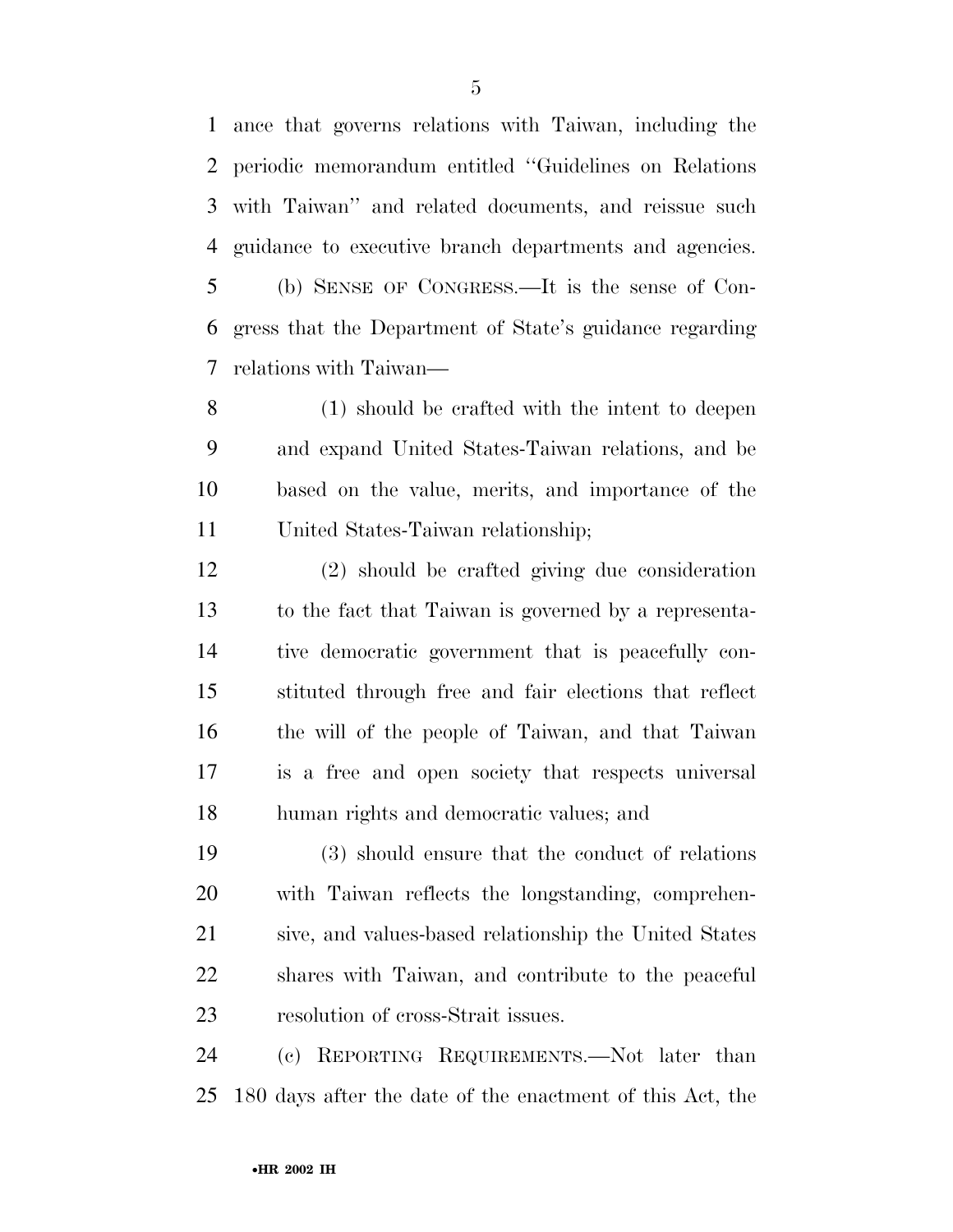ance that governs relations with Taiwan, including the periodic memorandum entitled ''Guidelines on Relations with Taiwan'' and related documents, and reissue such guidance to executive branch departments and agencies.

(b) SENSE OF CONGRESS.—It is the sense of Congress that the Department of State's guidance regarding relations with Taiwan—

(1) should be crafted with the intent to deepen and expand United States-Taiwan relations, and be based on the value, merits, and importance of the United States-Taiwan relationship;

(2) should be crafted giving due consideration to the fact that Taiwan is governed by a representative democratic government that is peacefully constituted through free and fair elections that reflect the will of the people of Taiwan, and that Taiwan is a free and open society that respects universal human rights and democratic values; and

(3) should ensure that the conduct of relations with Taiwan reflects the longstanding, comprehensive, and values-based relationship the United States shares with Taiwan, and contribute to the peaceful resolution of cross-Strait issues.

(c) REPORTING REQUIREMENTS.—Not later than 180 days after the date of the enactment of this Act, the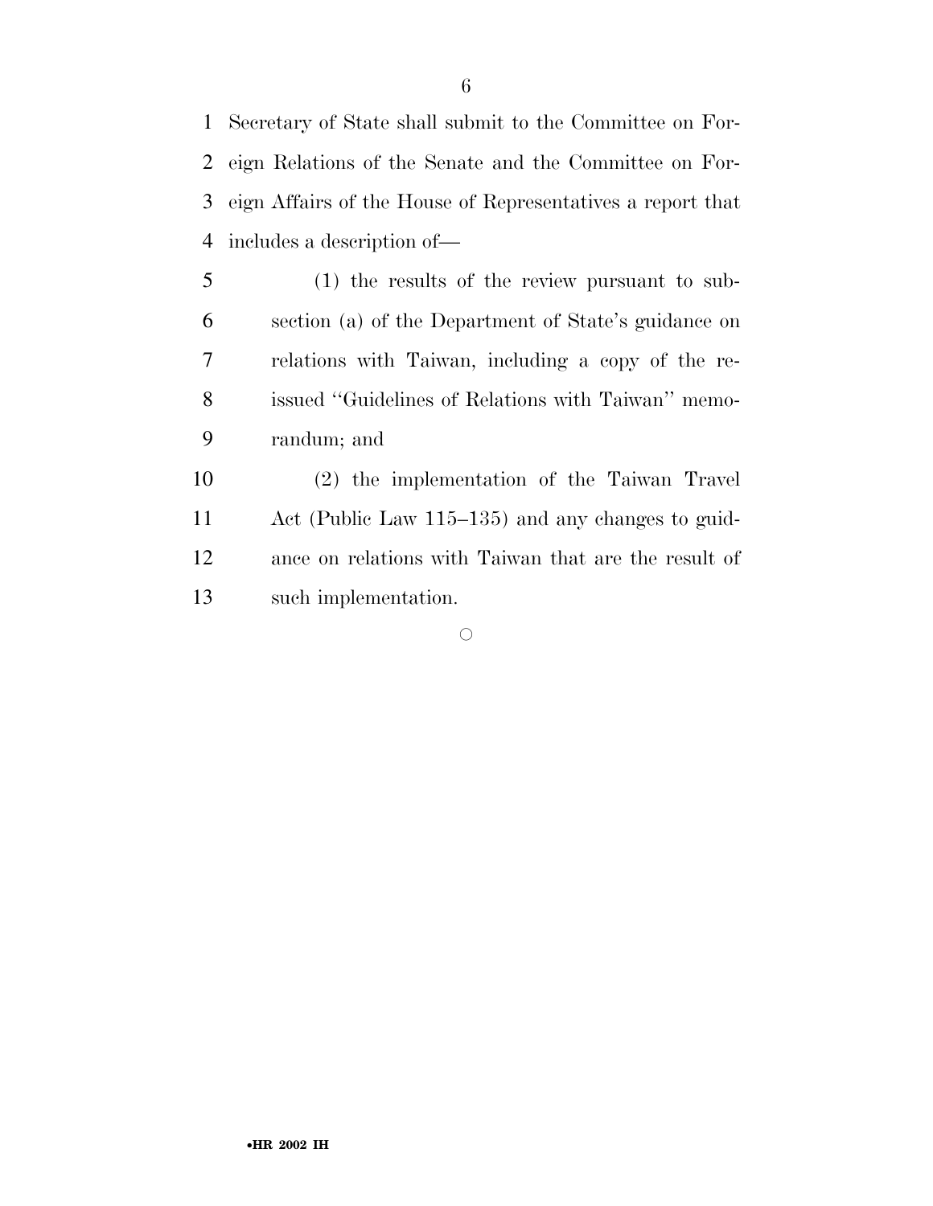Secretary of State shall submit to the Committee on Foreign Relations of the Senate and the Committee on Foreign Affairs of the House of Representatives a report that includes a description of—

(1) the results of the review pursuant to subsection (a) of the Department of State's guidance on relations with Taiwan, including a copy of the reissued ''Guidelines of Relations with Taiwan'' memorandum; and

(2) the implementation of the Taiwan Travel Act (Public Law 115–135) and any changes to guidance on relations with Taiwan that are the result of such implementation.

○